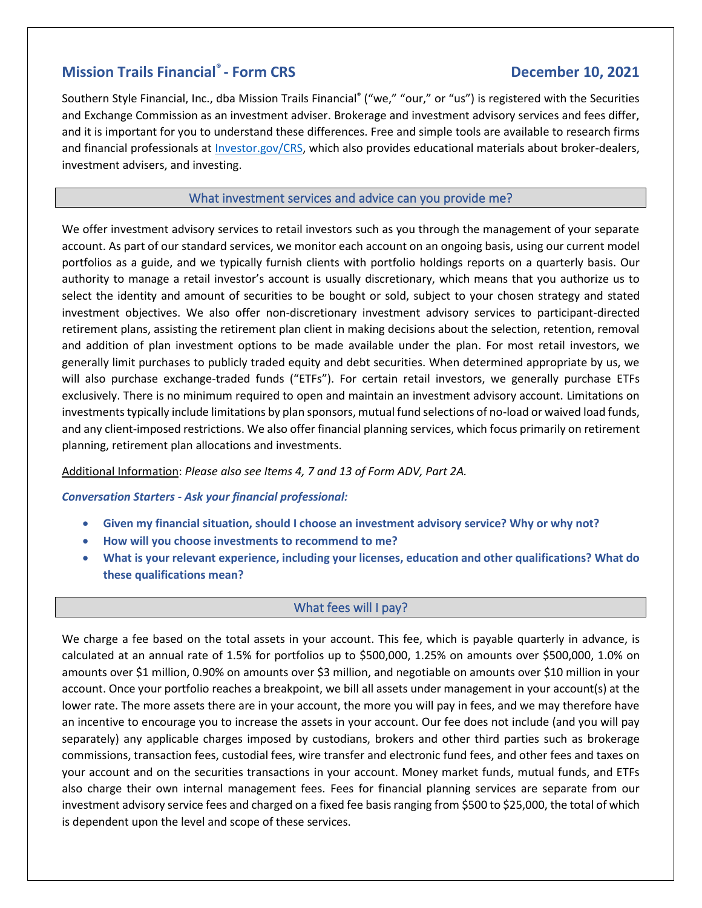# Mission Trails Financial® - Form CRS — December 10, 2021

Southern Style Financial, Inc., dba Mission Trails Financial® ("we," "our," or "us") is registered with the Securities and Exchange Commission as an investment adviser. Brokerage and investment advisory services and fees differ, and it is important for you to understand these differences. Free and simple tools are available to research firms and financial professionals at Investor.gov/CRS, which also provides educational materials about broker-dealers, investment advisers, and investing.

## What investment services and advice can you provide me?

We offer investment advisory services to retail investors such as you through the management of your separate account. As part of our standard services, we monitor each account on an ongoing basis, using our current model portfolios as a guide, and we typically furnish clients with portfolio holdings reports on a quarterly basis. Our authority to manage a retail investor's account is usually discretionary, which means that you authorize us to select the identity and amount of securities to be bought or sold, subject to your chosen strategy and stated investment objectives. We also offer non-discretionary investment advisory services to participant-directed retirement plans, assisting the retirement plan client in making decisions about the selection, retention, removal and addition of plan investment options to be made available under the plan. For most retail investors, we generally limit purchases to publicly traded equity and debt securities. When determined appropriate by us, we will also purchase exchange-traded funds ("ETFs"). For certain retail investors, we generally purchase ETFs exclusively. There is no minimum required to open and maintain an investment advisory account. Limitations on investments typically include limitations by plan sponsors, mutual fund selections of no-load or waived load funds, and any client-imposed restrictions. We also offer financial planning services, which focus primarily on retirement planning, retirement plan allocations and investments.

Additional Information: *Please also see Items 4, 7 and 13 of Form ADV, Part 2A.*

***Conversation Starters - Ask your financial professional:***

- **Given my financial situation, should I choose an investment advisory service? Why or why not?**
- **How will you choose investments to recommend to me?**
- **What is your relevant experience, including your licenses, education and other qualifications? What do these qualifications mean?**

## What fees will I pay?

We charge a fee based on the total assets in your account. This fee, which is payable quarterly in advance, is calculated at an annual rate of 1.5% for portfolios up to $500,000, 1.25% on amounts over $500,000, 1.0% on amounts over $1 million, 0.90% on amounts over $3 million, and negotiable on amounts over $10 million in your account. Once your portfolio reaches a breakpoint, we bill all assets under management in your account(s) at the lower rate. The more assets there are in your account, the more you will pay in fees, and we may therefore have an incentive to encourage you to increase the assets in your account. Our fee does not include (and you will pay separately) any applicable charges imposed by custodians, brokers and other third parties such as brokerage commissions, transaction fees, custodial fees, wire transfer and electronic fund fees, and other fees and taxes on your account and on the securities transactions in your account. Money market funds, mutual funds, and ETFs also charge their own internal management fees. Fees for financial planning services are separate from our investment advisory service fees and charged on a fixed fee basis ranging from $500 to $25,000, the total of which is dependent upon the level and scope of these services.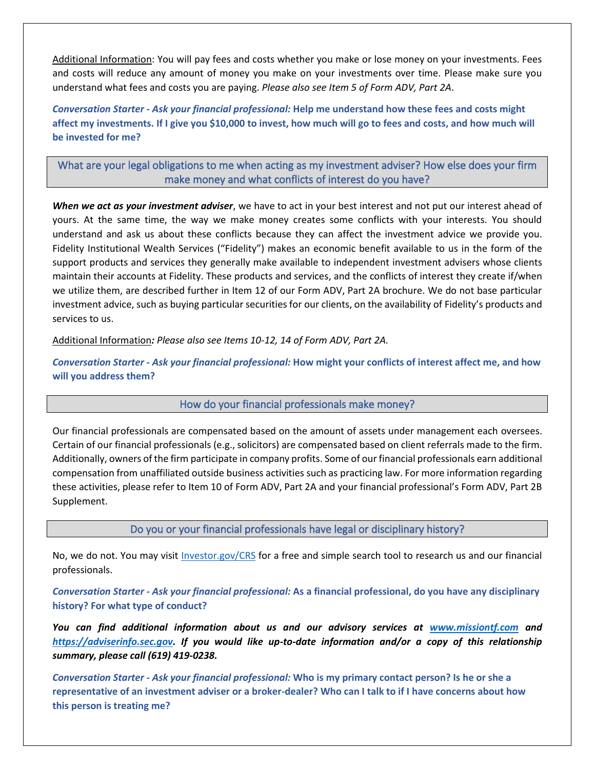Additional Information: You will pay fees and costs whether you make or lose money on your investments. Fees and costs will reduce any amount of money you make on your investments over time. Please make sure you understand what fees and costs you are paying. *Please also see Item 5 of Form ADV, Part 2A*.

***Conversation Starter - Ask your financial professional:*** **Help me understand how these fees and costs might affect my investments. If I give you $10,000 to invest, how much will go to fees and costs, and how much will be invested for me?**

## What are your legal obligations to me when acting as my investment adviser? How else does your firm make money and what conflicts of interest do you have?

***When we act as your investment adviser***, we have to act in your best interest and not put our interest ahead of yours. At the same time, the way we make money creates some conflicts with your interests. You should understand and ask us about these conflicts because they can affect the investment advice we provide you. Fidelity Institutional Wealth Services ("Fidelity") makes an economic benefit available to us in the form of the support products and services they generally make available to independent investment advisers whose clients maintain their accounts at Fidelity. These products and services, and the conflicts of interest they create if/when we utilize them, are described further in Item 12 of our Form ADV, Part 2A brochure. We do not base particular investment advice, such as buying particular securities for our clients, on the availability of Fidelity's products and services to us.

Additional Information*: Please also see Items 10-12, 14 of Form ADV, Part 2A.*

***Conversation Starter - Ask your financial professional:*** **How might your conflicts of interest affect me, and how will you address them?**

## How do your financial professionals make money?

Our financial professionals are compensated based on the amount of assets under management each oversees. Certain of our financial professionals (e.g., solicitors) are compensated based on client referrals made to the firm. Additionally, owners of the firm participate in company profits. Some of our financial professionals earn additional compensation from unaffiliated outside business activities such as practicing law. For more information regarding these activities, please refer to Item 10 of Form ADV, Part 2A and your financial professional's Form ADV, Part 2B Supplement.

## Do you or your financial professionals have legal or disciplinary history?

No, we do not. You may visit Investor.gov/CRS for a free and simple search tool to research us and our financial professionals.

***Conversation Starter - Ask your financial professional:*** **As a financial professional, do you have any disciplinary history? For what type of conduct?**

***You can find additional information about us and our advisory services at www.missiontf.com and https://adviserinfo.sec.gov. If you would like up-to-date information and/or a copy of this relationship summary, please call (619) 419-0238.***

***Conversation Starter - Ask your financial professional:*** **Who is my primary contact person? Is he or she a representative of an investment adviser or a broker-dealer? Who can I talk to if I have concerns about how this person is treating me?**